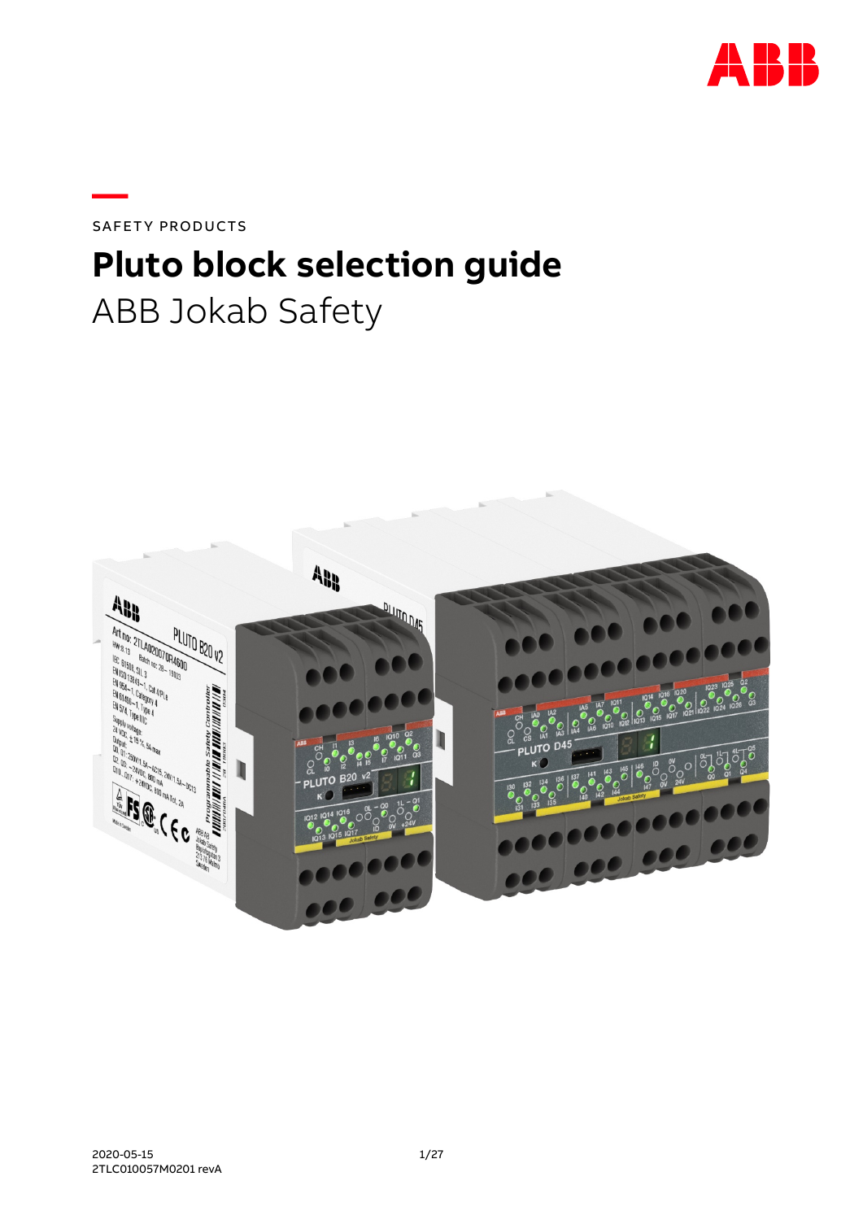SAFETY PRODUCTS

# Pluto block selection guide

ABB Jokab Safety

2020-05-15
2TLC010057M0201 revA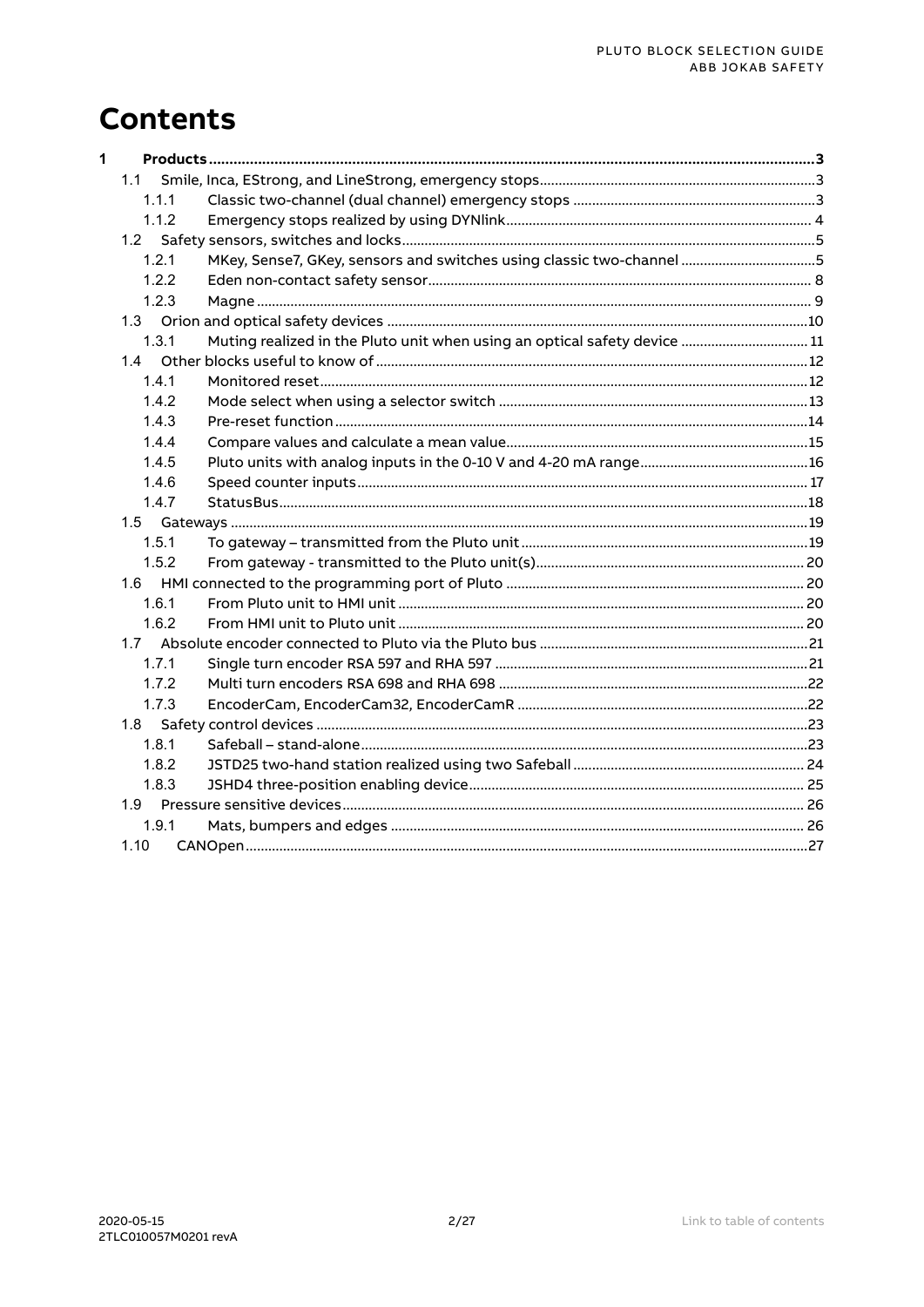# Contents

1 **Products** ... 3

- 1.1 Smile, Inca, EStrong, and LineStrong, emergency stops ... 3
  - 1.1.1 Classic two-channel (dual channel) emergency stops ... 3
  - 1.1.2 Emergency stops realized by using DYNlink ... 4
- 1.2 Safety sensors, switches and locks ... 5
  - 1.2.1 MKey, Sense7, GKey, sensors and switches using classic two-channel ... 5
  - 1.2.2 Eden non-contact safety sensor ... 8
  - 1.2.3 Magne ... 9
- 1.3 Orion and optical safety devices ... 10
  - 1.3.1 Muting realized in the Pluto unit when using an optical safety device ... 11
- 1.4 Other blocks useful to know of ... 12
  - 1.4.1 Monitored reset ... 12
  - 1.4.2 Mode select when using a selector switch ... 13
  - 1.4.3 Pre-reset function ... 14
  - 1.4.4 Compare values and calculate a mean value ... 15
  - 1.4.5 Pluto units with analog inputs in the 0-10 V and 4-20 mA range ... 16
  - 1.4.6 Speed counter inputs ... 17
  - 1.4.7 StatusBus ... 18
- 1.5 Gateways ... 19
  - 1.5.1 To gateway – transmitted from the Pluto unit ... 19
  - 1.5.2 From gateway - transmitted to the Pluto unit(s) ... 20
- 1.6 HMI connected to the programming port of Pluto ... 20
  - 1.6.1 From Pluto unit to HMI unit ... 20
  - 1.6.2 From HMI unit to Pluto unit ... 20
- 1.7 Absolute encoder connected to Pluto via the Pluto bus ... 21
  - 1.7.1 Single turn encoder RSA 597 and RHA 597 ... 21
  - 1.7.2 Multi turn encoders RSA 698 and RHA 698 ... 22
  - 1.7.3 EncoderCam, EncoderCam32, EncoderCamR ... 22
- 1.8 Safety control devices ... 23
  - 1.8.1 Safeball – stand-alone ... 23
  - 1.8.2 JSTD25 two-hand station realized using two Safeball ... 24
  - 1.8.3 JSHD4 three-position enabling device ... 25
- 1.9 Pressure sensitive devices ... 26
  - 1.9.1 Mats, bumpers and edges ... 26
- 1.10 CANOpen ... 27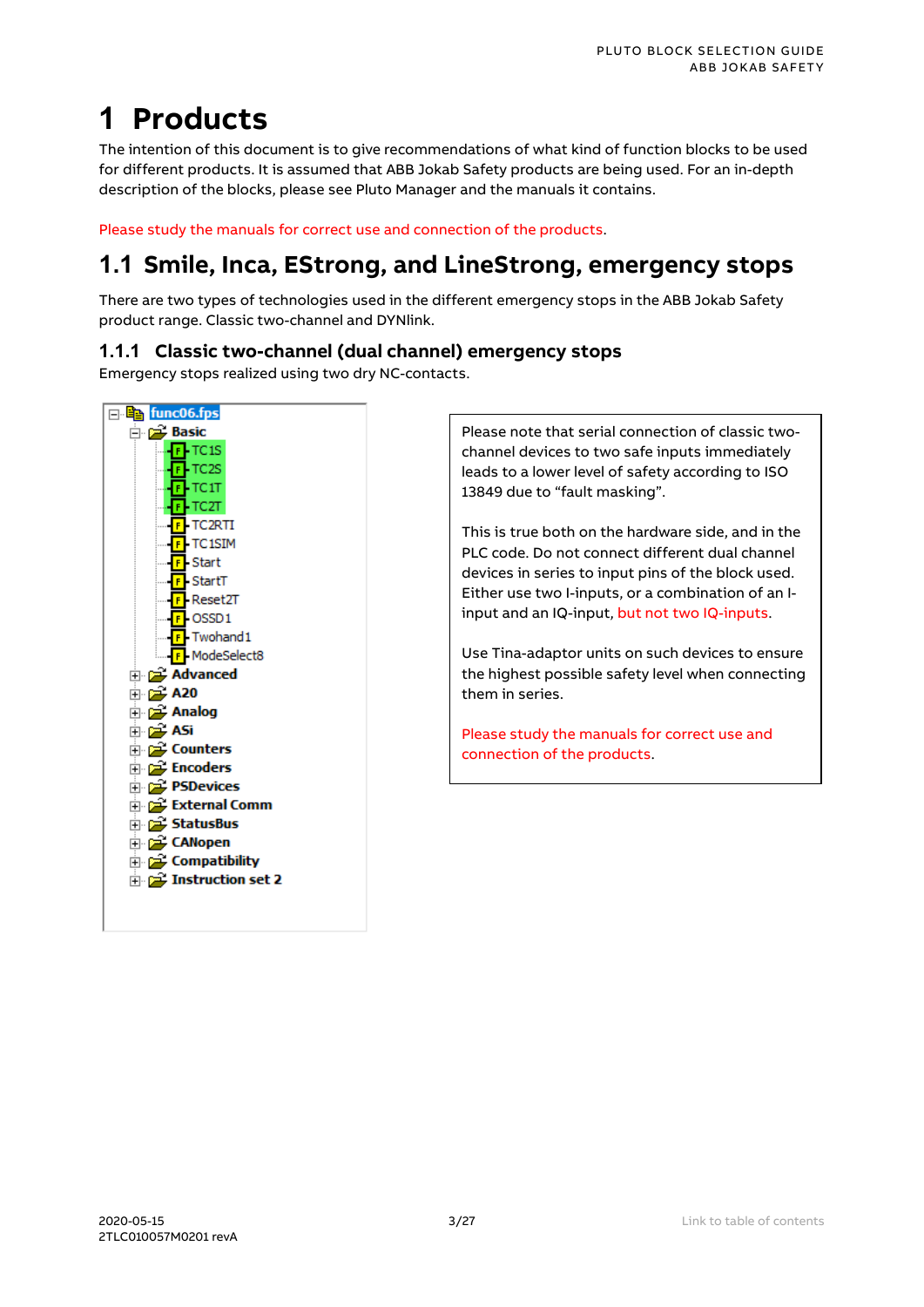# 1 Products

The intention of this document is to give recommendations of what kind of function blocks to be used for different products. It is assumed that ABB Jokab Safety products are being used. For an in-depth description of the blocks, please see Pluto Manager and the manuals it contains.

Please study the manuals for correct use and connection of the products.

## 1.1 Smile, Inca, EStrong, and LineStrong, emergency stops

There are two types of technologies used in the different emergency stops in the ABB Jokab Safety product range. Classic two-channel and DYNlink.

### 1.1.1 Classic two-channel (dual channel) emergency stops

Emergency stops realized using two dry NC-contacts.

- func06.fps
  - Basic
    - TC1S
    - TC2S
    - TC1T
    - TC2T
    - TC2RTI
    - TC1SIM
    - Start
    - StartT
    - Reset2T
    - OSSD1
    - Twohand1
    - ModeSelect8
  - Advanced
  - A20
  - Analog
  - ASi
  - Counters
  - Encoders
  - PSDevices
  - External Comm
  - StatusBus
  - CANopen
  - Compatibility
  - Instruction set 2

Please note that serial connection of classic two-channel devices to two safe inputs immediately leads to a lower level of safety according to ISO 13849 due to "fault masking".

This is true both on the hardware side, and in the PLC code. Do not connect different dual channel devices in series to input pins of the block used. Either use two I-inputs, or a combination of an I-input and an IQ-input, but not two IQ-inputs.

Use Tina-adaptor units on such devices to ensure the highest possible safety level when connecting them in series.

Please study the manuals for correct use and connection of the products.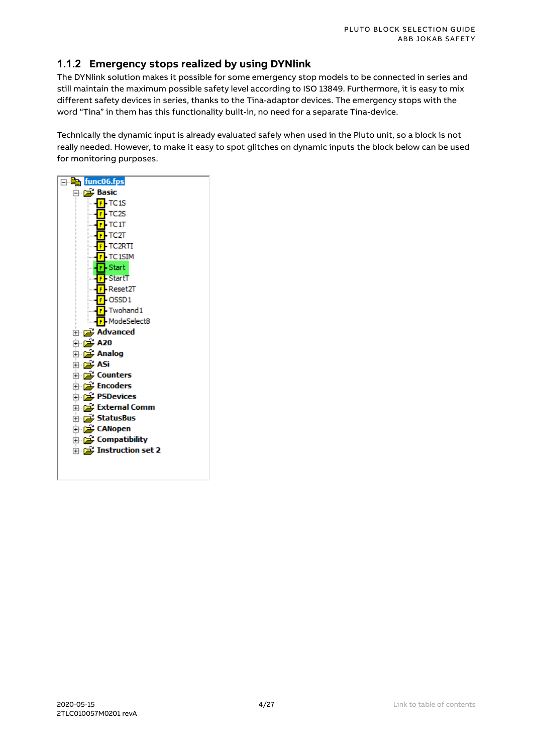### 1.1.2 Emergency stops realized by using DYNlink

The DYNlink solution makes it possible for some emergency stop models to be connected in series and still maintain the maximum possible safety level according to ISO 13849. Furthermore, it is easy to mix different safety devices in series, thanks to the Tina-adaptor devices. The emergency stops with the word “Tina” in them has this functionality built-in, no need for a separate Tina-device.

Technically the dynamic input is already evaluated safely when used in the Pluto unit, so a block is not really needed. However, to make it easy to spot glitches on dynamic inputs the block below can be used for monitoring purposes.

- func06.fps
  - Basic
    - TC1S
    - TC2S
    - TC1T
    - TC2T
    - TC2RTI
    - TC1SIM
    - Start
    - StartT
    - Reset2T
    - OSSD1
    - Twohand1
    - ModeSelect8
  - Advanced
  - A20
  - Analog
  - ASi
  - Counters
  - Encoders
  - PSDevices
  - External Comm
  - StatusBus
  - CANopen
  - Compatibility
  - Instruction set 2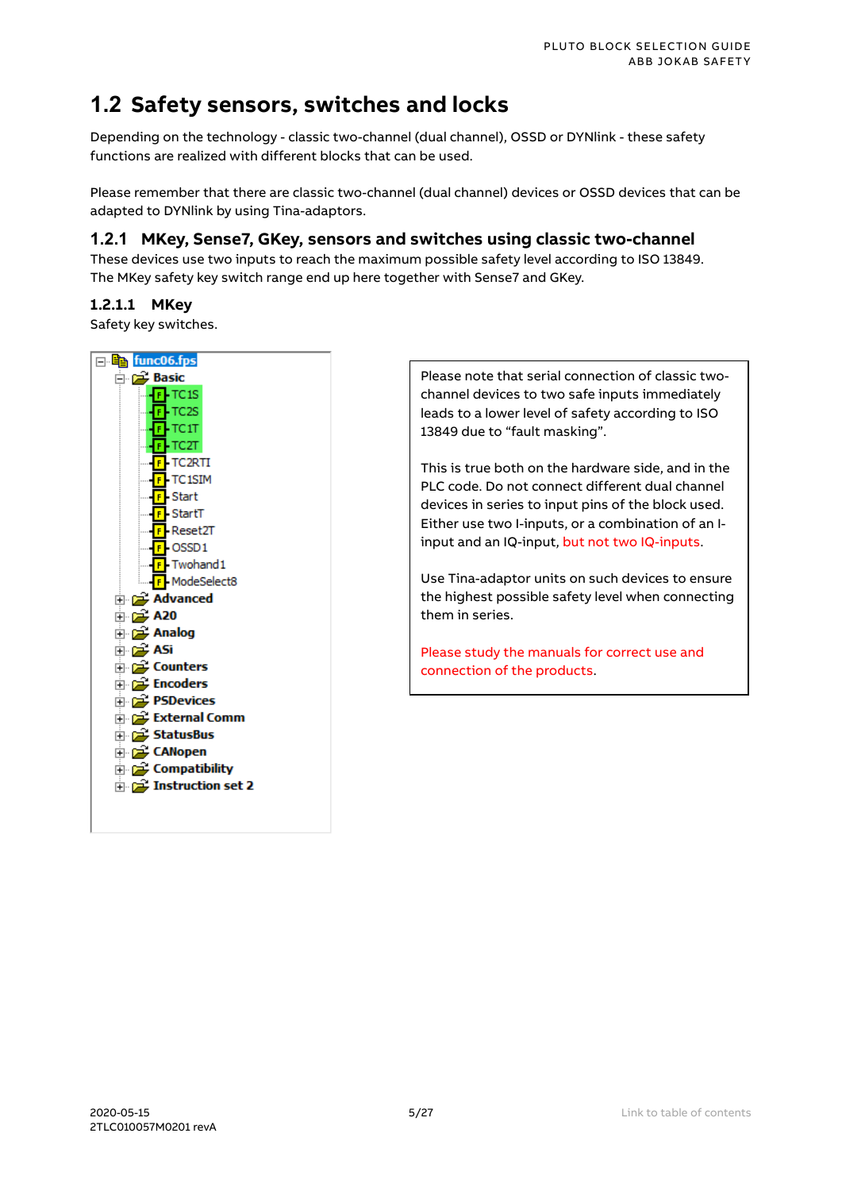## 1.2 Safety sensors, switches and locks

Depending on the technology - classic two-channel (dual channel), OSSD or DYNlink - these safety functions are realized with different blocks that can be used.

Please remember that there are classic two-channel (dual channel) devices or OSSD devices that can be adapted to DYNlink by using Tina-adaptors.

### 1.2.1 MKey, Sense7, GKey, sensors and switches using classic two-channel

These devices use two inputs to reach the maximum possible safety level according to ISO 13849. The MKey safety key switch range end up here together with Sense7 and GKey.

#### 1.2.1.1 MKey

Safety key switches.

- func06.fps
  - Basic
    - TC1S
    - TC2S
    - TC1T
    - TC2T
    - TC2RTI
    - TC1SIM
    - Start
    - StartT
    - Reset2T
    - OSSD1
    - Twohand1
    - ModeSelect8
  - Advanced
  - A20
  - Analog
  - ASi
  - Counters
  - Encoders
  - PSDevices
  - External Comm
  - StatusBus
  - CANopen
  - Compatibility
  - Instruction set 2

Please note that serial connection of classic two-channel devices to two safe inputs immediately leads to a lower level of safety according to ISO 13849 due to "fault masking".

This is true both on the hardware side, and in the PLC code. Do not connect different dual channel devices in series to input pins of the block used. Either use two I-inputs, or a combination of an I-input and an IQ-input, but not two IQ-inputs.

Use Tina-adaptor units on such devices to ensure the highest possible safety level when connecting them in series.

Please study the manuals for correct use and connection of the products.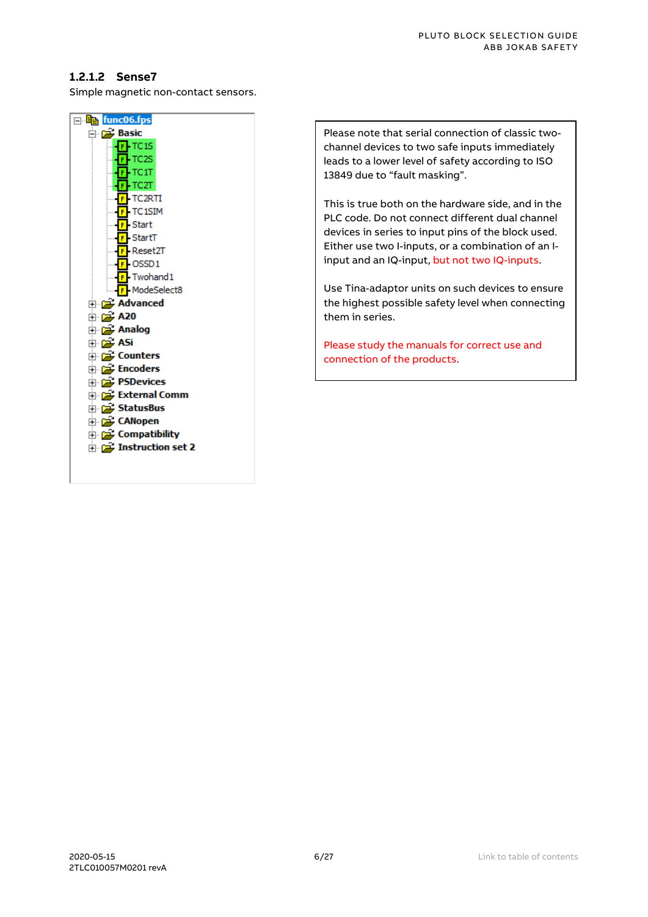### 1.2.1.2 Sense7

Simple magnetic non-contact sensors.

- func06.fps
  - Basic
    - TC1S
    - TC2S
    - TC1T
    - TC2T
    - TC2RTI
    - TC1SIM
    - Start
    - StartT
    - Reset2T
    - OSSD1
    - Twohand1
    - ModeSelect8
  - Advanced
  - A20
  - Analog
  - ASi
  - Counters
  - Encoders
  - PSDevices
  - External Comm
  - StatusBus
  - CANopen
  - Compatibility
  - Instruction set 2

Please note that serial connection of classic two-channel devices to two safe inputs immediately leads to a lower level of safety according to ISO 13849 due to "fault masking".

This is true both on the hardware side, and in the PLC code. Do not connect different dual channel devices in series to input pins of the block used. Either use two I-inputs, or a combination of an I-input and an IQ-input, but not two IQ-inputs.

Use Tina-adaptor units on such devices to ensure the highest possible safety level when connecting them in series.

Please study the manuals for correct use and connection of the products.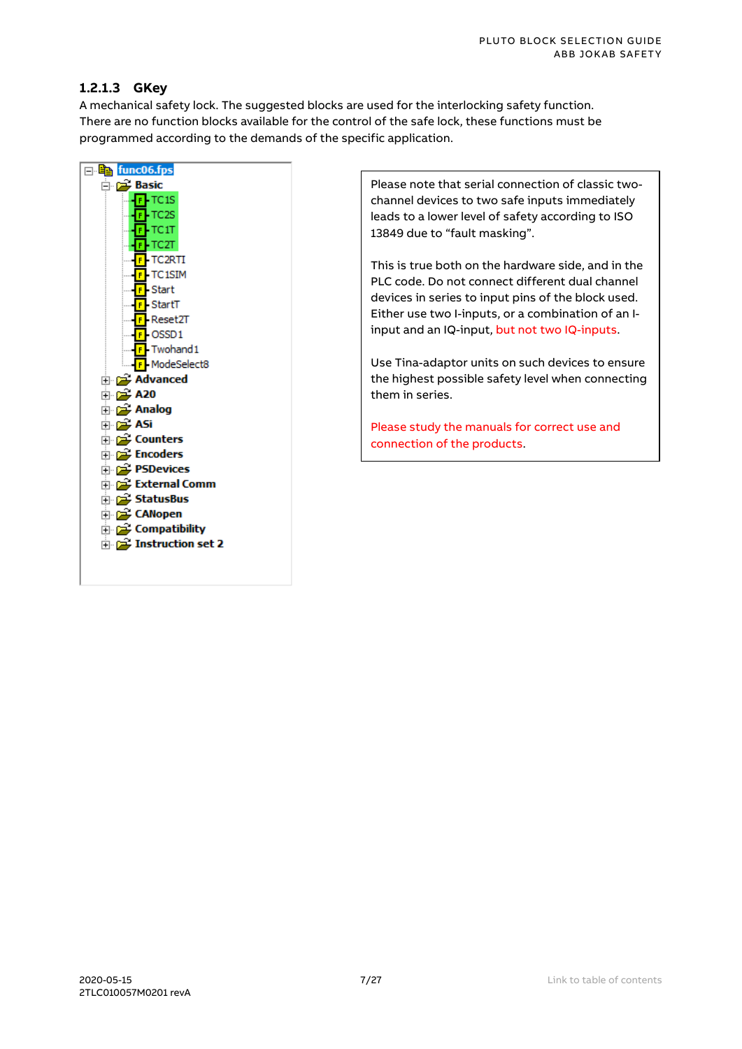### 1.2.1.3 GKey

A mechanical safety lock. The suggested blocks are used for the interlocking safety function. There are no function blocks available for the control of the safe lock, these functions must be programmed according to the demands of the specific application.

- func06.fps
  - Basic
    - TC1S
    - TC2S
    - TC1T
    - TC2T
    - TC2RTI
    - TC1SIM
    - Start
    - StartT
    - Reset2T
    - OSSD1
    - Twohand1
    - ModeSelect8
  - Advanced
  - A20
  - Analog
  - ASi
  - Counters
  - Encoders
  - PSDevices
  - External Comm
  - StatusBus
  - CANopen
  - Compatibility
  - Instruction set 2

Please note that serial connection of classic two-channel devices to two safe inputs immediately leads to a lower level of safety according to ISO 13849 due to "fault masking".

This is true both on the hardware side, and in the PLC code. Do not connect different dual channel devices in series to input pins of the block used. Either use two I-inputs, or a combination of an I-input and an IQ-input, but not two IQ-inputs.

Use Tina-adaptor units on such devices to ensure the highest possible safety level when connecting them in series.

Please study the manuals for correct use and connection of the products.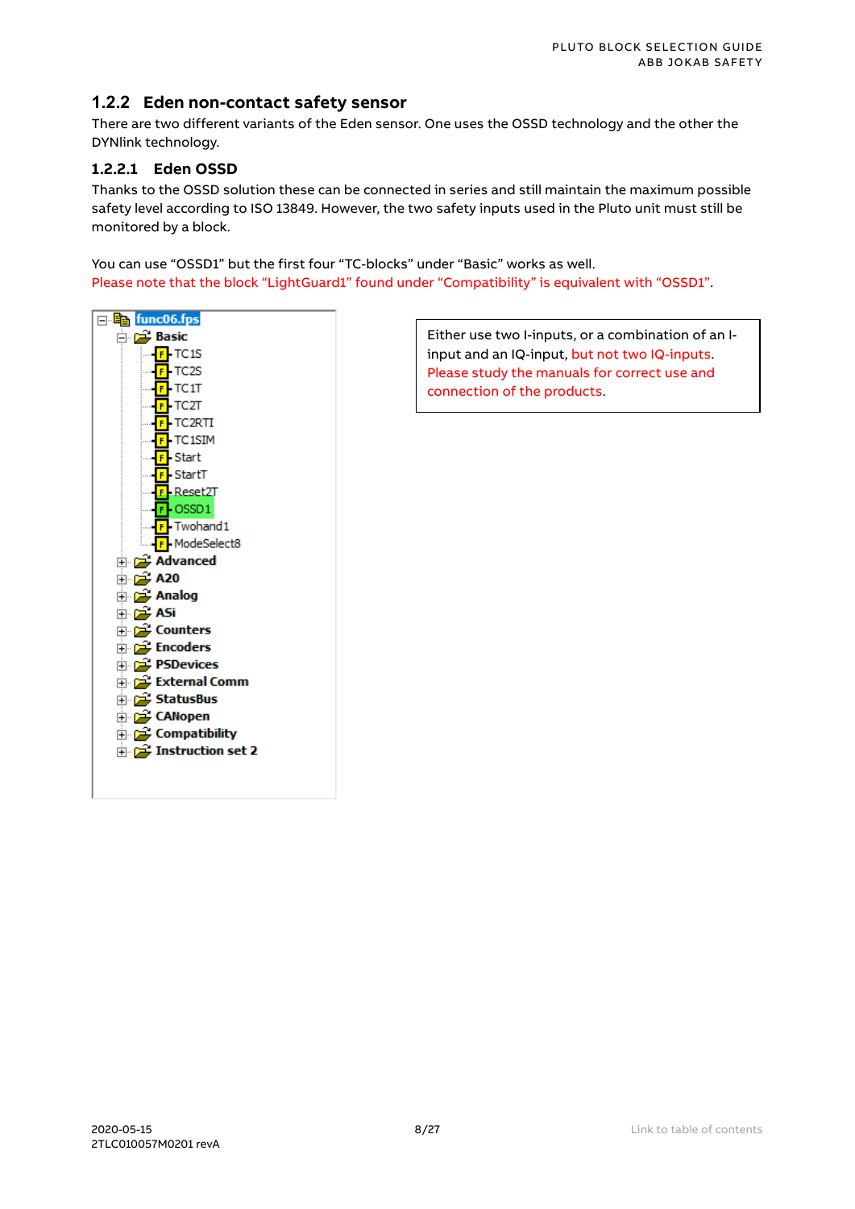### 1.2.2 Eden non-contact safety sensor

There are two different variants of the Eden sensor. One uses the OSSD technology and the other the DYNlink technology.

#### 1.2.2.1 Eden OSSD

Thanks to the OSSD solution these can be connected in series and still maintain the maximum possible safety level according to ISO 13849. However, the two safety inputs used in the Pluto unit must still be monitored by a block.

You can use “OSSD1” but the first four “TC-blocks” under “Basic” works as well.
Please note that the block “LightGuard1” found under “Compatibility” is equivalent with “OSSD1”.

- func06.fps
  - Basic
    - TC1S
    - TC2S
    - TC1T
    - TC2T
    - TC2RTI
    - TC1SIM
    - Start
    - StartT
    - Reset2T
    - OSSD1
    - Twohand1
    - ModeSelect8
  - Advanced
  - A20
  - Analog
  - ASi
  - Counters
  - Encoders
  - PSDevices
  - External Comm
  - StatusBus
  - CANopen
  - Compatibility
  - Instruction set 2

Either use two I-inputs, or a combination of an I-input and an IQ-input, but not two IQ-inputs. Please study the manuals for correct use and connection of the products.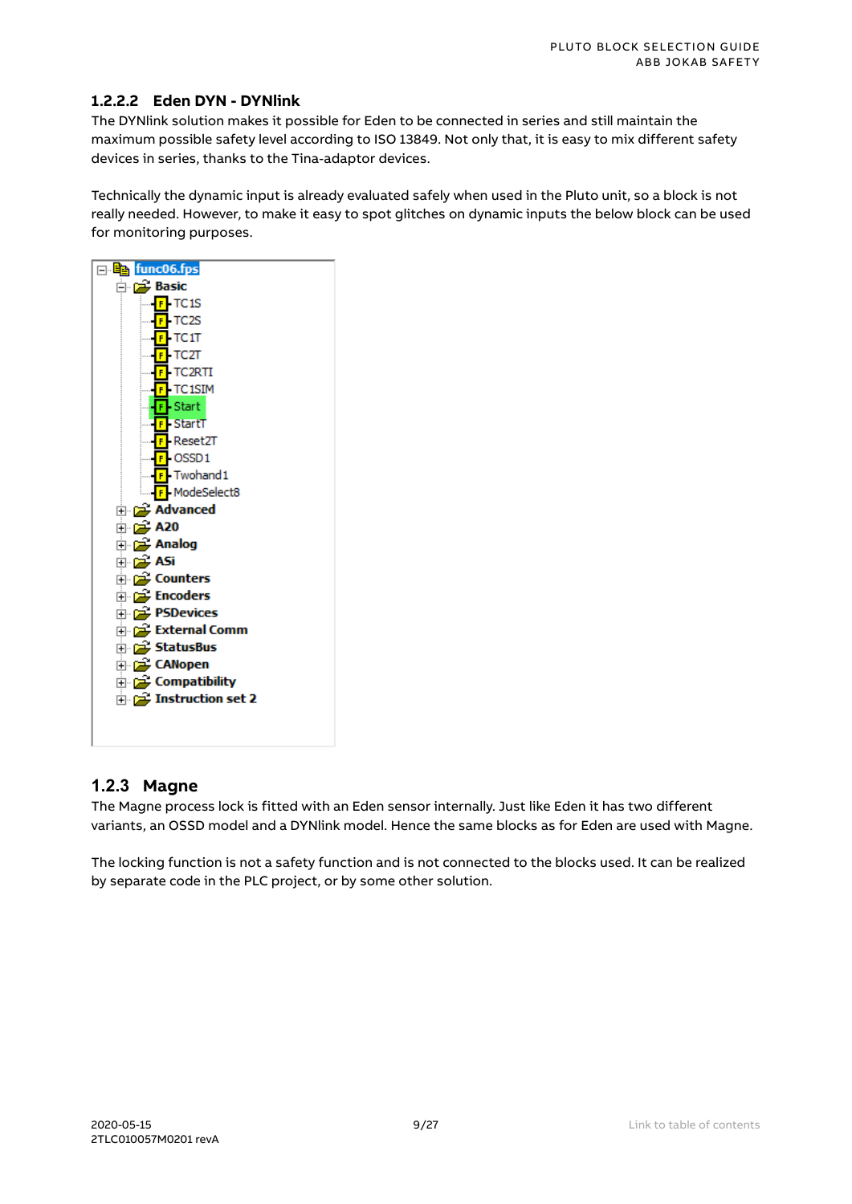#### 1.2.2.2 Eden DYN - DYNlink

The DYNlink solution makes it possible for Eden to be connected in series and still maintain the maximum possible safety level according to ISO 13849. Not only that, it is easy to mix different safety devices in series, thanks to the Tina-adaptor devices.

Technically the dynamic input is already evaluated safely when used in the Pluto unit, so a block is not really needed. However, to make it easy to spot glitches on dynamic inputs the below block can be used for monitoring purposes.

- func06.fps
  - Basic
    - TC1S
    - TC2S
    - TC1T
    - TC2T
    - TC2RTI
    - TC1SIM
    - Start
    - StartT
    - Reset2T
    - OSSD1
    - Twohand1
    - ModeSelect8
  - Advanced
  - A20
  - Analog
  - ASi
  - Counters
  - Encoders
  - PSDevices
  - External Comm
  - StatusBus
  - CANopen
  - Compatibility
  - Instruction set 2

### 1.2.3 Magne

The Magne process lock is fitted with an Eden sensor internally. Just like Eden it has two different variants, an OSSD model and a DYNlink model. Hence the same blocks as for Eden are used with Magne.

The locking function is not a safety function and is not connected to the blocks used. It can be realized by separate code in the PLC project, or by some other solution.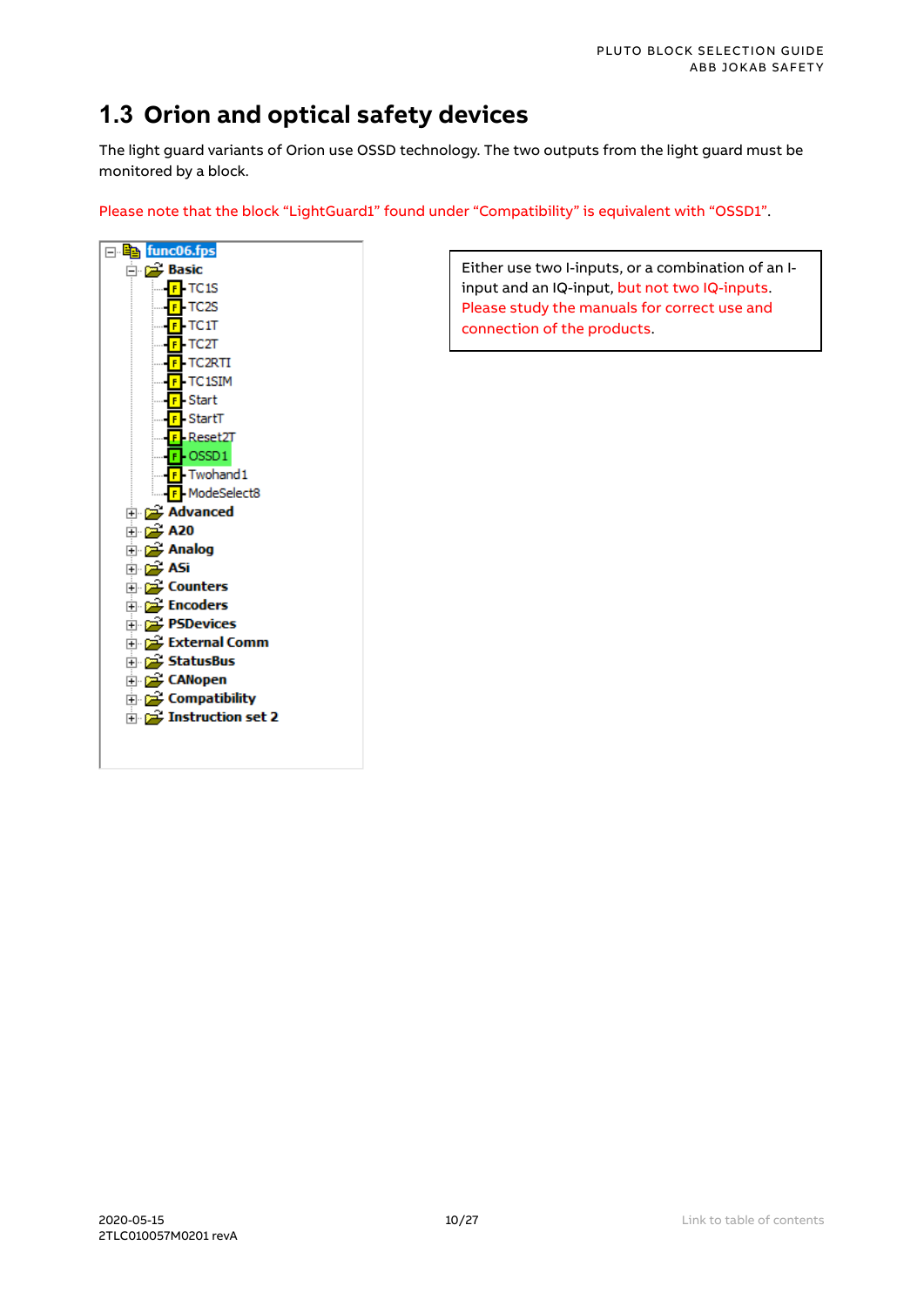## 1.3 Orion and optical safety devices

The light guard variants of Orion use OSSD technology. The two outputs from the light guard must be monitored by a block.

Please note that the block “LightGuard1” found under “Compatibility” is equivalent with “OSSD1”.

- func06.fps
  - Basic
    - TC1S
    - TC2S
    - TC1T
    - TC2T
    - TC2RTI
    - TC1SIM
    - Start
    - StartT
    - Reset2T
    - OSSD1
    - Twohand1
    - ModeSelect8
  - Advanced
  - A20
  - Analog
  - ASi
  - Counters
  - Encoders
  - PSDevices
  - External Comm
  - StatusBus
  - CANopen
  - Compatibility
  - Instruction set 2

Either use two I-inputs, or a combination of an I-input and an IQ-input, but not two IQ-inputs. Please study the manuals for correct use and connection of the products.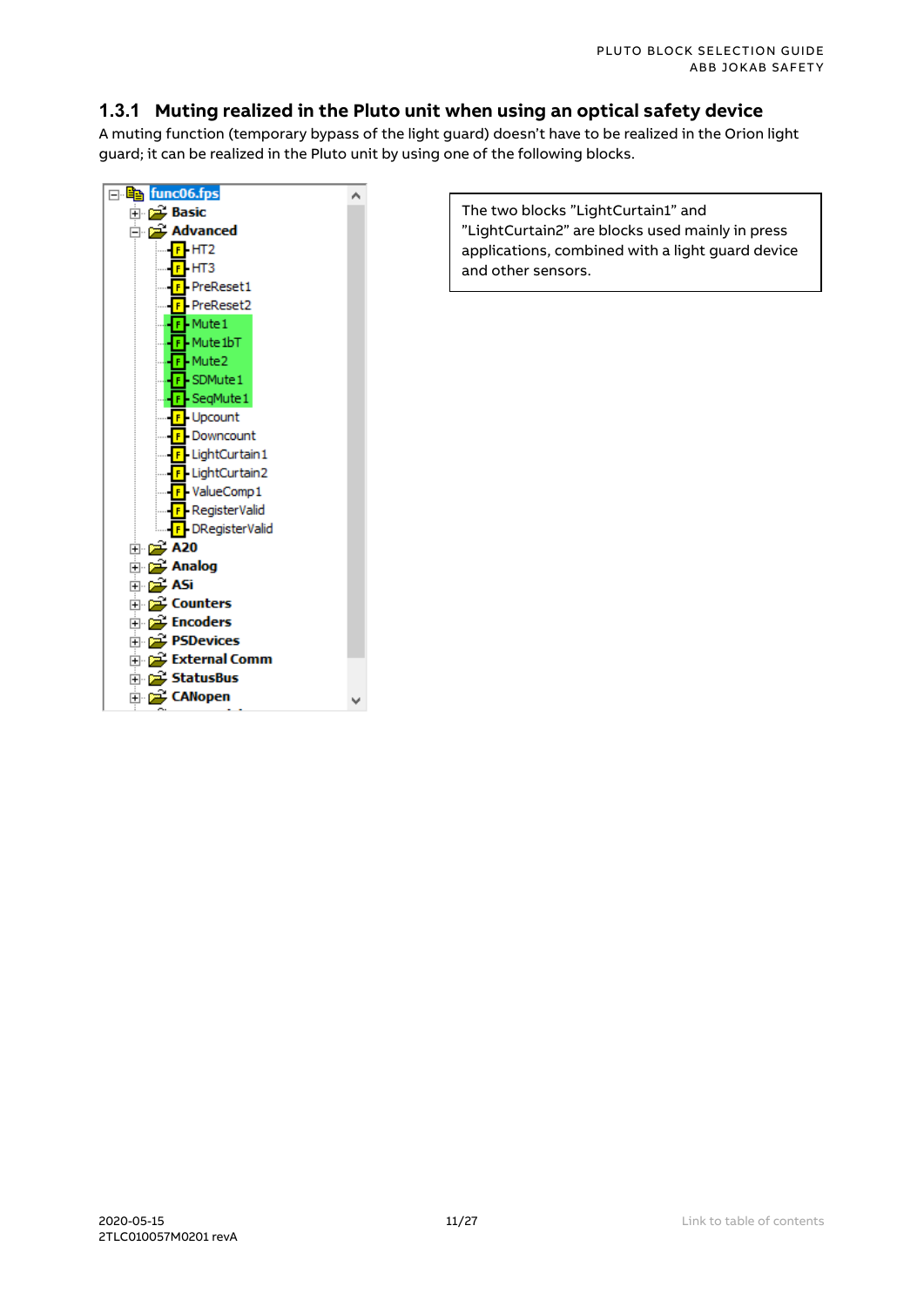### 1.3.1 Muting realized in the Pluto unit when using an optical safety device

A muting function (temporary bypass of the light guard) doesn't have to be realized in the Orion light guard; it can be realized in the Pluto unit by using one of the following blocks.

- func06.fps
  - Basic
  - Advanced
    - HT2
    - HT3
    - PreReset1
    - PreReset2
    - Mute1
    - Mute1bT
    - Mute2
    - SDMute1
    - SeqMute1
    - Upcount
    - Downcount
    - LightCurtain1
    - LightCurtain2
    - ValueComp1
    - RegisterValid
    - DRegisterValid
  - A20
  - Analog
  - ASi
  - Counters
  - Encoders
  - PSDevices
  - External Comm
  - StatusBus
  - CANopen

The two blocks "LightCurtain1" and "LightCurtain2" are blocks used mainly in press applications, combined with a light guard device and other sensors.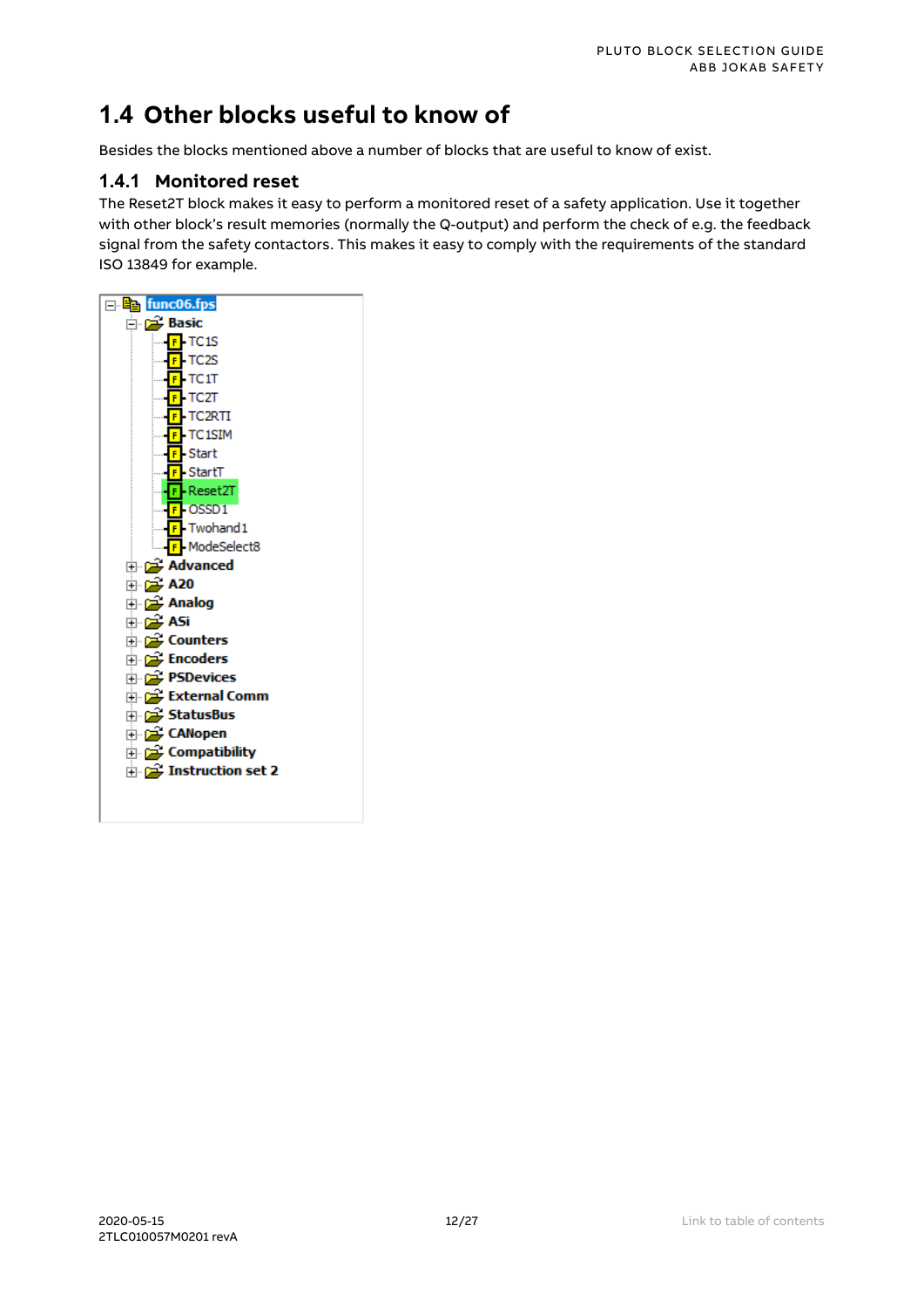## 1.4 Other blocks useful to know of

Besides the blocks mentioned above a number of blocks that are useful to know of exist.

### 1.4.1 Monitored reset

The Reset2T block makes it easy to perform a monitored reset of a safety application. Use it together with other block's result memories (normally the Q-output) and perform the check of e.g. the feedback signal from the safety contactors. This makes it easy to comply with the requirements of the standard ISO 13849 for example.

- func06.fps
  - Basic
    - TC1S
    - TC2S
    - TC1T
    - TC2T
    - TC2RTI
    - TC1SIM
    - Start
    - StartT
    - Reset2T
    - OSSD1
    - Twohand1
    - ModeSelect8
  - Advanced
  - A20
  - Analog
  - ASi
  - Counters
  - Encoders
  - PSDevices
  - External Comm
  - StatusBus
  - CANopen
  - Compatibility
  - Instruction set 2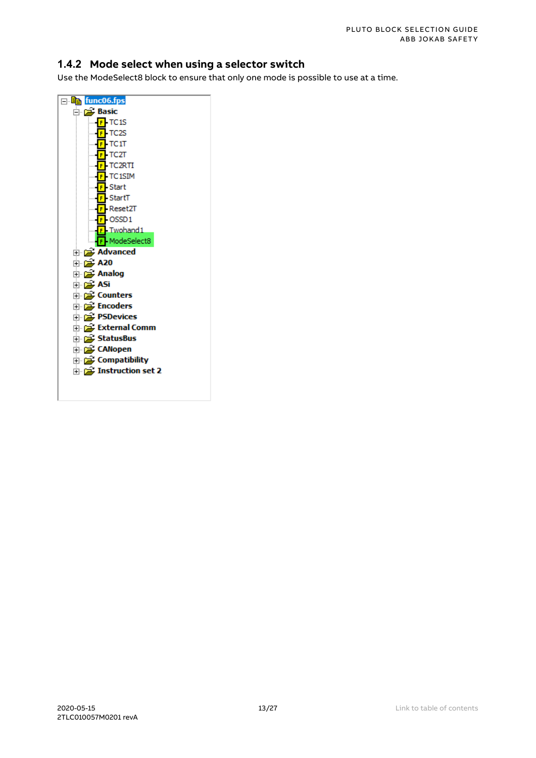### 1.4.2 Mode select when using a selector switch

Use the ModeSelect8 block to ensure that only one mode is possible to use at a time.

- func06.fps
  - Basic
    - TC1S
    - TC2S
    - TC1T
    - TC2T
    - TC2RTI
    - TC1SIM
    - Start
    - StartT
    - Reset2T
    - OSSD1
    - Twohand1
    - ModeSelect8
  - Advanced
  - A20
  - Analog
  - ASi
  - Counters
  - Encoders
  - PSDevices
  - External Comm
  - StatusBus
  - CANopen
  - Compatibility
  - Instruction set 2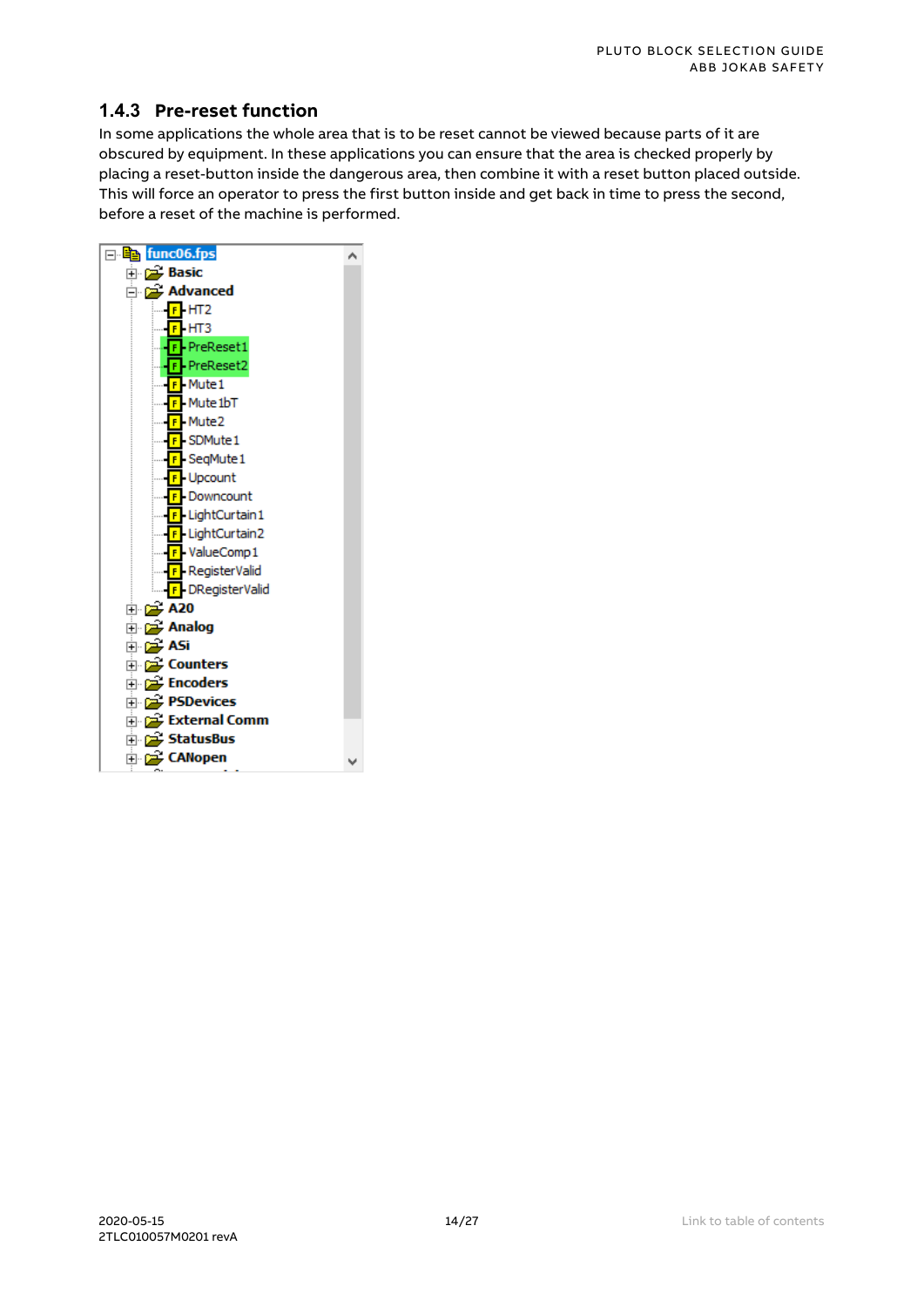### 1.4.3 Pre-reset function

In some applications the whole area that is to be reset cannot be viewed because parts of it are obscured by equipment. In these applications you can ensure that the area is checked properly by placing a reset-button inside the dangerous area, then combine it with a reset button placed outside. This will force an operator to press the first button inside and get back in time to press the second, before a reset of the machine is performed.

- func06.fps
  - Basic
  - Advanced
    - HT2
    - HT3
    - PreReset1
    - PreReset2
    - Mute1
    - Mute1bT
    - Mute2
    - SDMute1
    - SeqMute1
    - Upcount
    - Downcount
    - LightCurtain1
    - LightCurtain2
    - ValueComp1
    - RegisterValid
    - DRegisterValid
  - A20
  - Analog
  - ASi
  - Counters
  - Encoders
  - PSDevices
  - External Comm
  - StatusBus
  - CANopen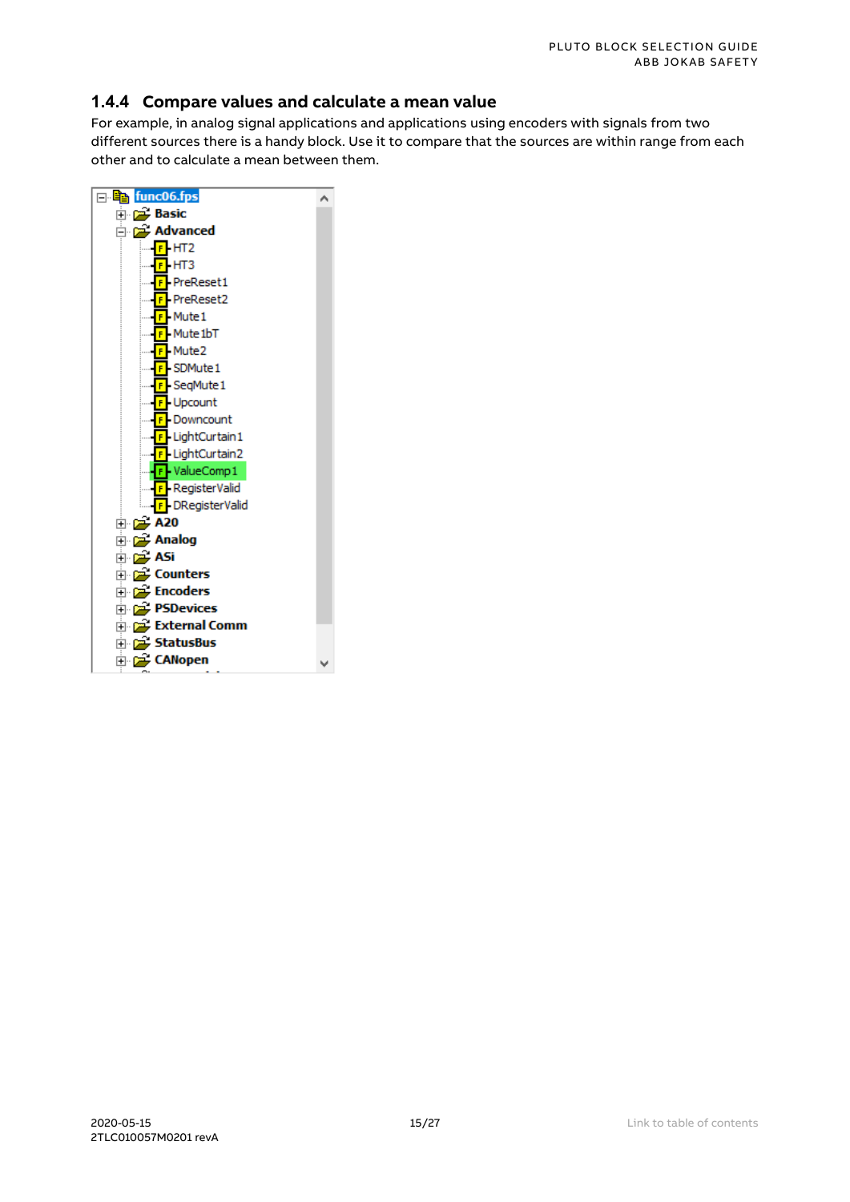### 1.4.4 Compare values and calculate a mean value

For example, in analog signal applications and applications using encoders with signals from two different sources there is a handy block. Use it to compare that the sources are within range from each other and to calculate a mean between them.

- func06.fps
  - Basic
  - Advanced
    - HT2
    - HT3
    - PreReset1
    - PreReset2
    - Mute1
    - Mute1bT
    - Mute2
    - SDMute1
    - SeqMute1
    - Upcount
    - Downcount
    - LightCurtain1
    - LightCurtain2
    - ValueComp1
    - RegisterValid
    - DRegisterValid
  - A20
  - Analog
  - ASi
  - Counters
  - Encoders
  - PSDevices
  - External Comm
  - StatusBus
  - CANopen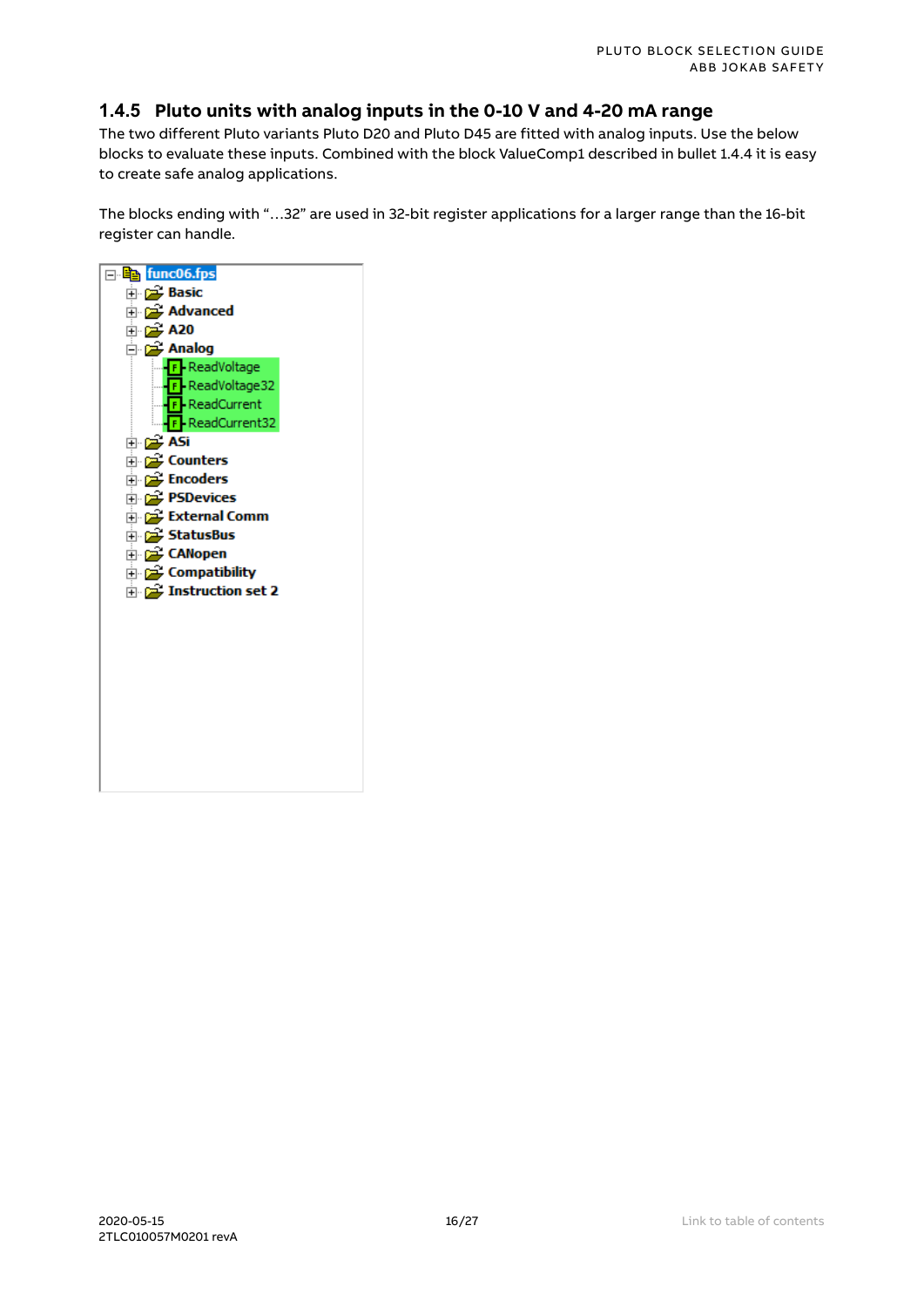## 1.4.5 Pluto units with analog inputs in the 0-10 V and 4-20 mA range

The two different Pluto variants Pluto D20 and Pluto D45 are fitted with analog inputs. Use the below blocks to evaluate these inputs. Combined with the block ValueComp1 described in bullet 1.4.4 it is easy to create safe analog applications.

The blocks ending with "…32" are used in 32-bit register applications for a larger range than the 16-bit register can handle.

- func06.fps
  - Basic
  - Advanced
  - A20
  - Analog
    - ReadVoltage
    - ReadVoltage32
    - ReadCurrent
    - ReadCurrent32
  - ASi
  - Counters
  - Encoders
  - PSDevices
  - External Comm
  - StatusBus
  - CANopen
  - Compatibility
  - Instruction set 2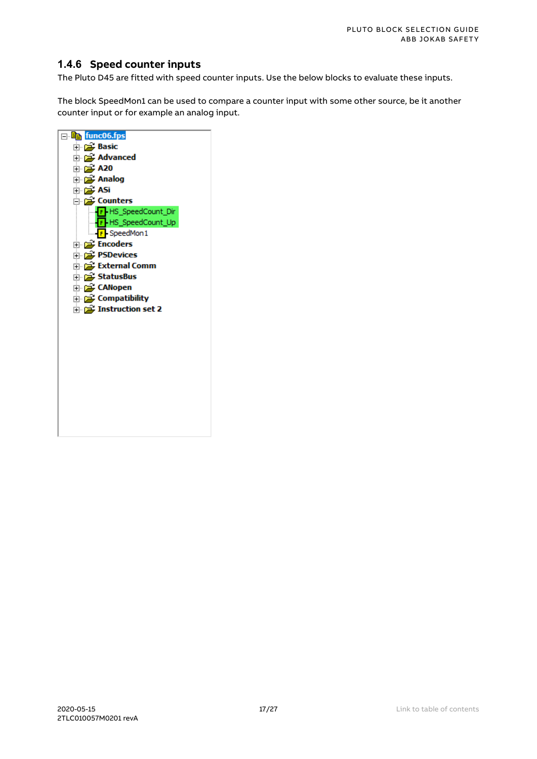### 1.4.6 Speed counter inputs

The Pluto D45 are fitted with speed counter inputs. Use the below blocks to evaluate these inputs.

The block SpeedMon1 can be used to compare a counter input with some other source, be it another counter input or for example an analog input.

- func06.fps
  - Basic
  - Advanced
  - A20
  - Analog
  - ASi
  - Counters
    - HS_SpeedCount_Dir
    - HS_SpeedCount_Up
    - SpeedMon1
  - Encoders
  - PSDevices
  - External Comm
  - StatusBus
  - CANopen
  - Compatibility
  - Instruction set 2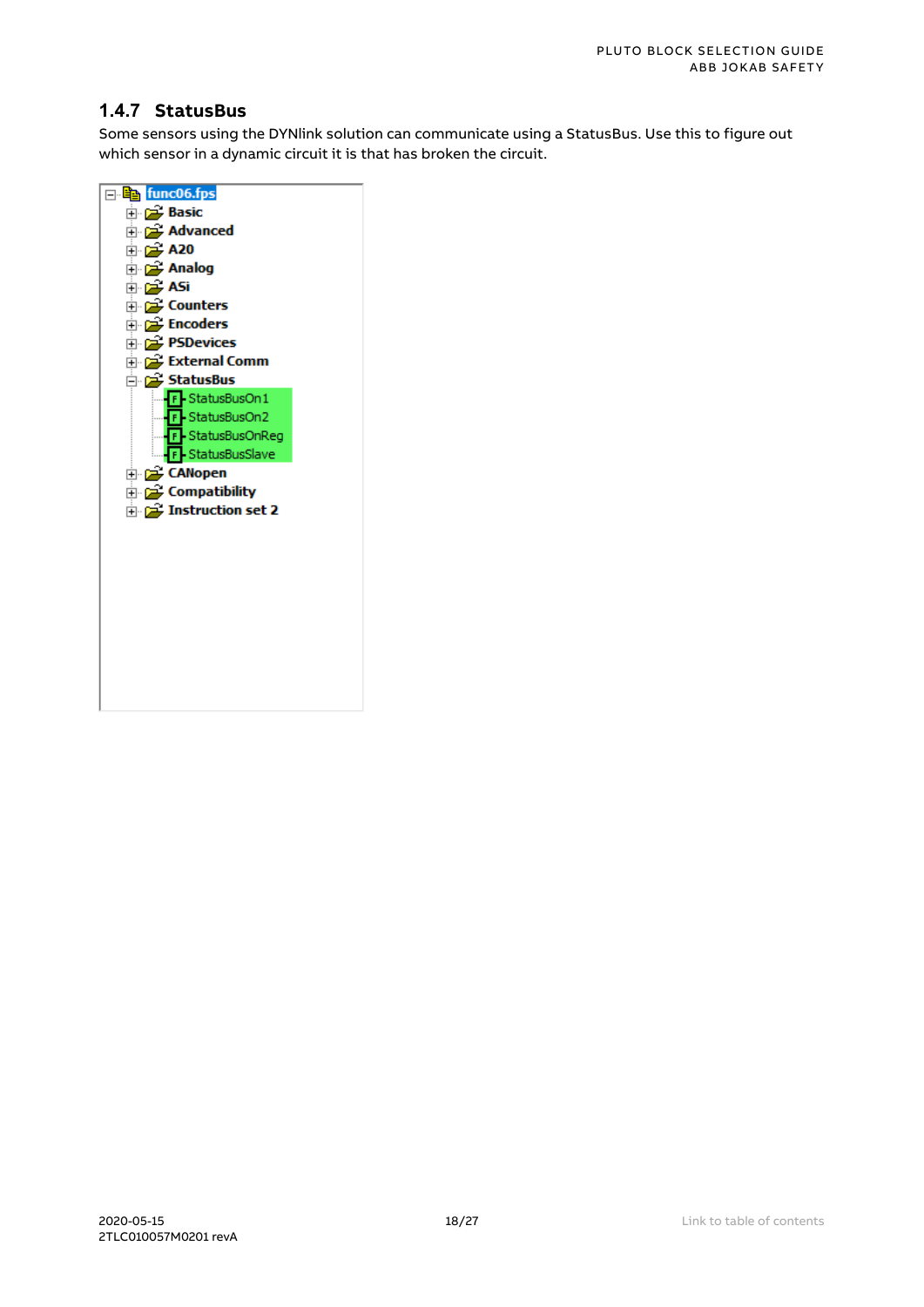### 1.4.7 StatusBus

Some sensors using the DYNlink solution can communicate using a StatusBus. Use this to figure out which sensor in a dynamic circuit it is that has broken the circuit.

- func06.fps
  - Basic
  - Advanced
  - A20
  - Analog
  - ASi
  - Counters
  - Encoders
  - PSDevices
  - External Comm
  - StatusBus
    - StatusBusOn1
    - StatusBusOn2
    - StatusBusOnReg
    - StatusBusSlave
  - CANopen
  - Compatibility
  - Instruction set 2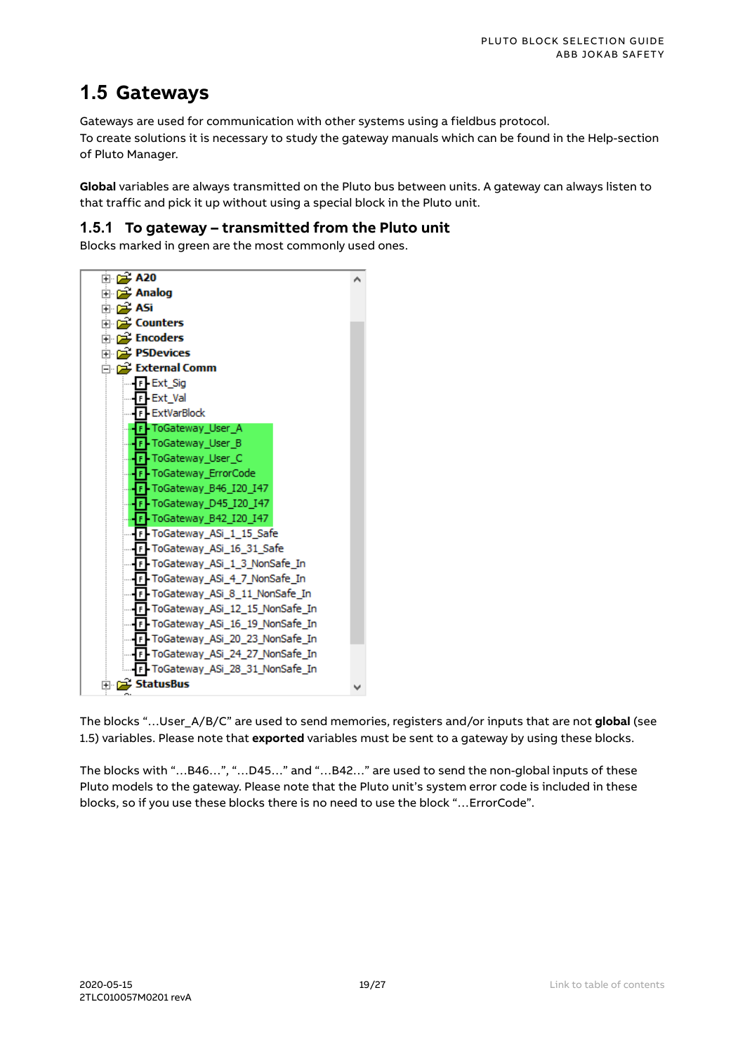# 1.5 Gateways

Gateways are used for communication with other systems using a fieldbus protocol.
To create solutions it is necessary to study the gateway manuals which can be found in the Help-section of Pluto Manager.

**Global** variables are always transmitted on the Pluto bus between units. A gateway can always listen to that traffic and pick it up without using a special block in the Pluto unit.

## 1.5.1 To gateway – transmitted from the Pluto unit

Blocks marked in green are the most commonly used ones.

- A20
- Analog
- ASi
- Counters
- Encoders
- PSDevices
- External Comm
  - Ext_Sig
  - Ext_Val
  - ExtVarBlock
  - ToGateway_User_A
  - ToGateway_User_B
  - ToGateway_User_C
  - ToGateway_ErrorCode
  - ToGateway_B46_I20_I47
  - ToGateway_D45_I20_I47
  - ToGateway_B42_I20_I47
  - ToGateway_ASi_1_15_Safe
  - ToGateway_ASi_16_31_Safe
  - ToGateway_ASi_1_3_NonSafe_In
  - ToGateway_ASi_4_7_NonSafe_In
  - ToGateway_ASi_8_11_NonSafe_In
  - ToGateway_ASi_12_15_NonSafe_In
  - ToGateway_ASi_16_19_NonSafe_In
  - ToGateway_ASi_20_23_NonSafe_In
  - ToGateway_ASi_24_27_NonSafe_In
  - ToGateway_ASi_28_31_NonSafe_In
- StatusBus

The blocks "…User_A/B/C" are used to send memories, registers and/or inputs that are not **global** (see 1.5) variables. Please note that **exported** variables must be sent to a gateway by using these blocks.

The blocks with "…B46…", "…D45…" and "…B42…" are used to send the non-global inputs of these Pluto models to the gateway. Please note that the Pluto unit's system error code is included in these blocks, so if you use these blocks there is no need to use the block "…ErrorCode".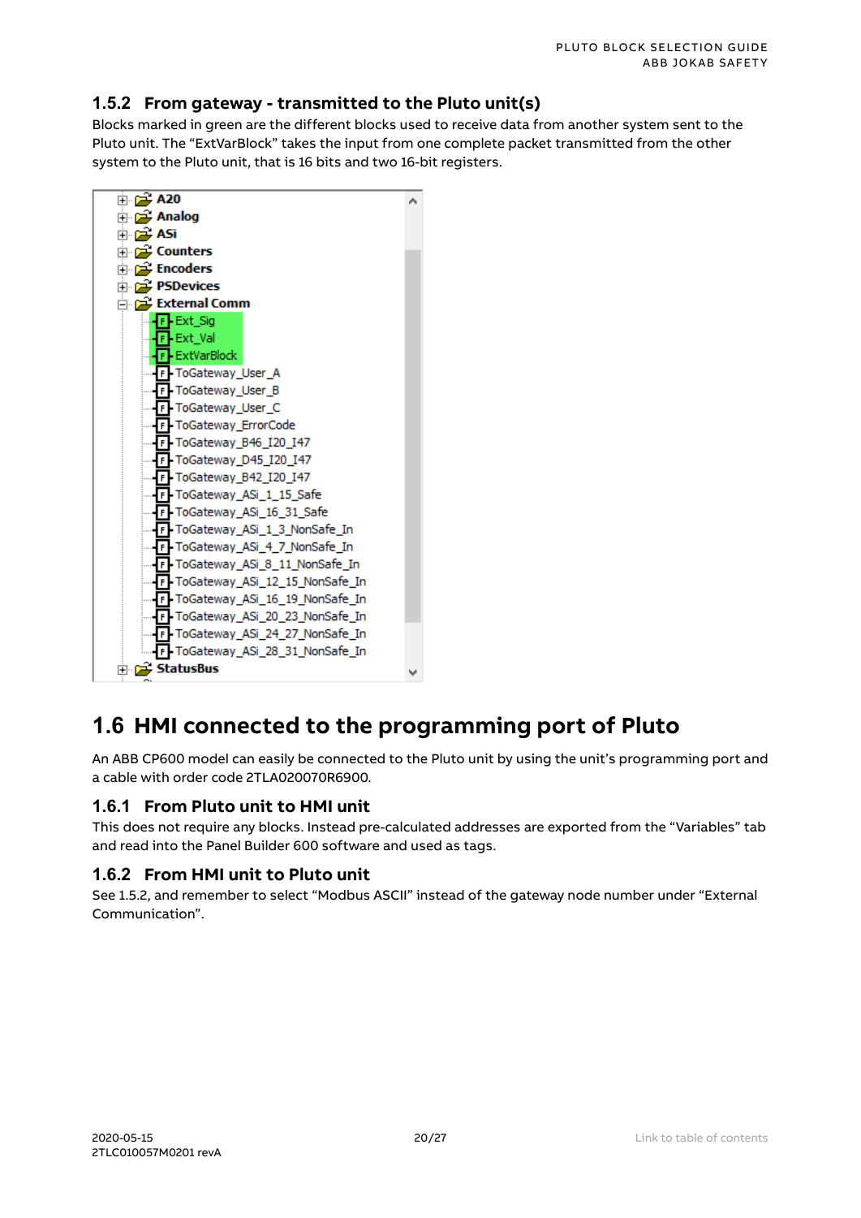### 1.5.2 From gateway - transmitted to the Pluto unit(s)

Blocks marked in green are the different blocks used to receive data from another system sent to the Pluto unit. The “ExtVarBlock” takes the input from one complete packet transmitted from the other system to the Pluto unit, that is 16 bits and two 16-bit registers.

- A20
- Analog
- ASi
- Counters
- Encoders
- PSDevices
- External Comm
  - Ext_Sig
  - Ext_Val
  - ExtVarBlock
  - ToGateway_User_A
  - ToGateway_User_B
  - ToGateway_User_C
  - ToGateway_ErrorCode
  - ToGateway_B46_I20_I47
  - ToGateway_D45_I20_I47
  - ToGateway_B42_I20_I47
  - ToGateway_ASi_1_15_Safe
  - ToGateway_ASi_16_31_Safe
  - ToGateway_ASi_1_3_NonSafe_In
  - ToGateway_ASi_4_7_NonSafe_In
  - ToGateway_ASi_8_11_NonSafe_In
  - ToGateway_ASi_12_15_NonSafe_In
  - ToGateway_ASi_16_19_NonSafe_In
  - ToGateway_ASi_20_23_NonSafe_In
  - ToGateway_ASi_24_27_NonSafe_In
  - ToGateway_ASi_28_31_NonSafe_In
- StatusBus

## 1.6 HMI connected to the programming port of Pluto

An ABB CP600 model can easily be connected to the Pluto unit by using the unit’s programming port and a cable with order code 2TLA020070R6900.

### 1.6.1 From Pluto unit to HMI unit

This does not require any blocks. Instead pre-calculated addresses are exported from the “Variables” tab and read into the Panel Builder 600 software and used as tags.

### 1.6.2 From HMI unit to Pluto unit

See 1.5.2, and remember to select “Modbus ASCII” instead of the gateway node number under “External Communication”.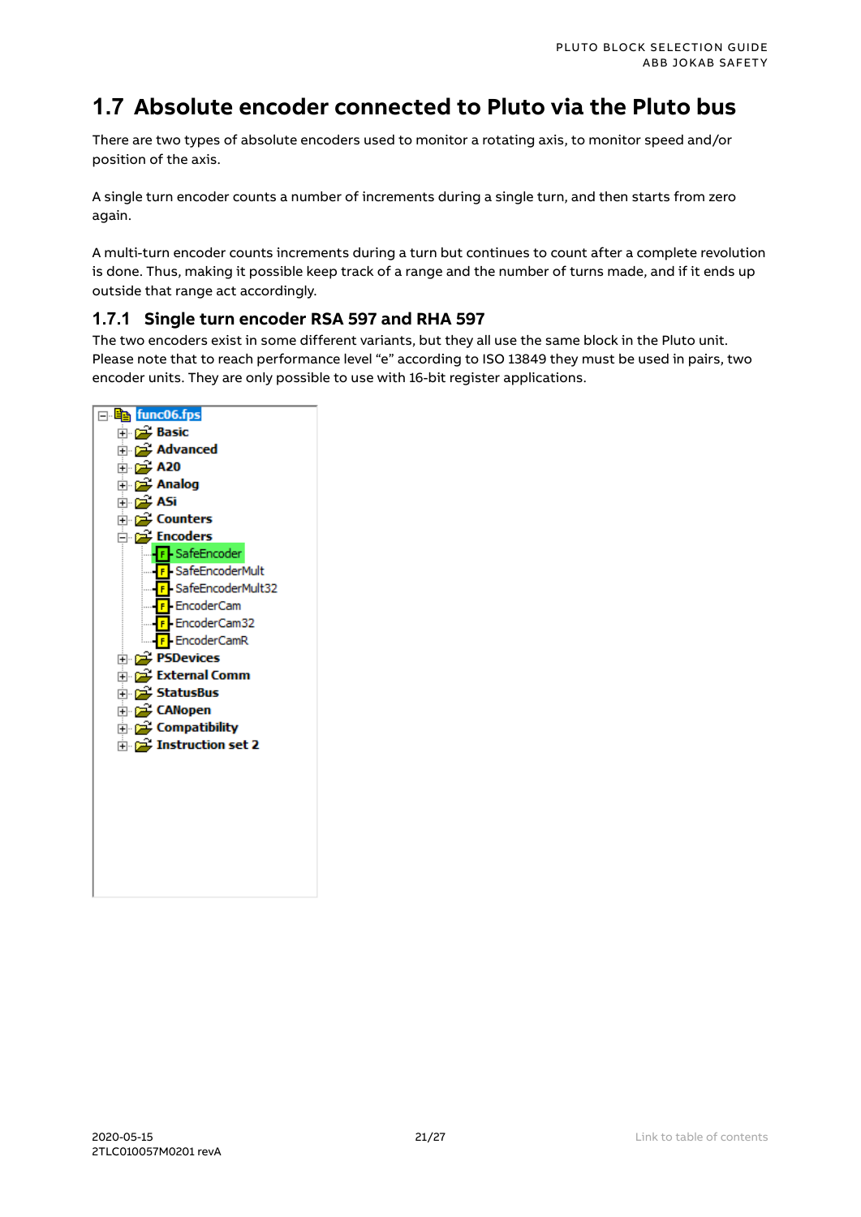# 1.7 Absolute encoder connected to Pluto via the Pluto bus

There are two types of absolute encoders used to monitor a rotating axis, to monitor speed and/or position of the axis.

A single turn encoder counts a number of increments during a single turn, and then starts from zero again.

A multi-turn encoder counts increments during a turn but continues to count after a complete revolution is done. Thus, making it possible keep track of a range and the number of turns made, and if it ends up outside that range act accordingly.

## 1.7.1 Single turn encoder RSA 597 and RHA 597

The two encoders exist in some different variants, but they all use the same block in the Pluto unit. Please note that to reach performance level "e" according to ISO 13849 they must be used in pairs, two encoder units. They are only possible to use with 16-bit register applications.

- func06.fps
  - Basic
  - Advanced
  - A20
  - Analog
  - ASi
  - Counters
  - Encoders
    - SafeEncoder
    - SafeEncoderMult
    - SafeEncoderMult32
    - EncoderCam
    - EncoderCam32
    - EncoderCamR
  - PSDevices
  - External Comm
  - StatusBus
  - CANopen
  - Compatibility
  - Instruction set 2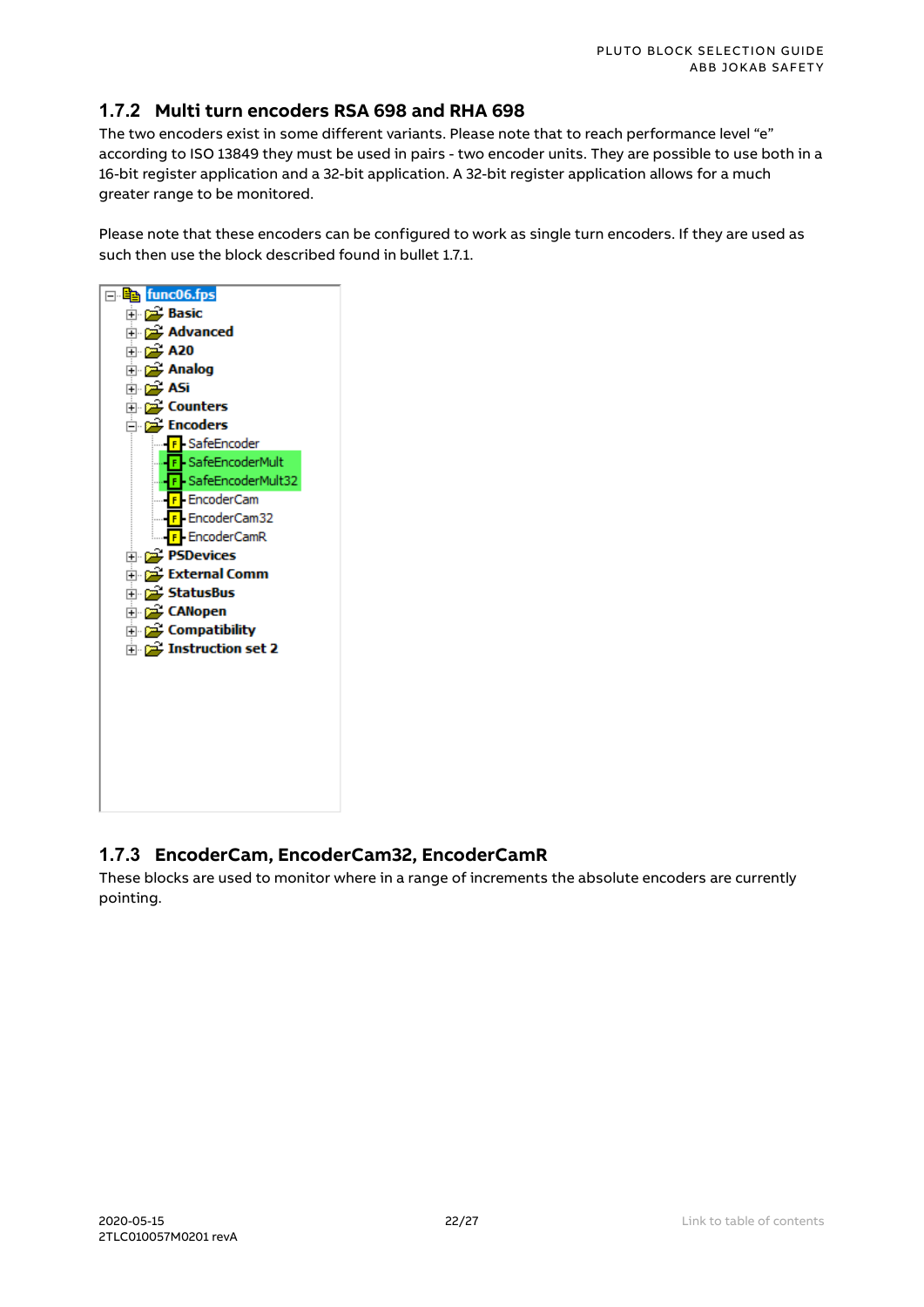## 1.7.2 Multi turn encoders RSA 698 and RHA 698

The two encoders exist in some different variants. Please note that to reach performance level "e" according to ISO 13849 they must be used in pairs - two encoder units. They are possible to use both in a 16-bit register application and a 32-bit application. A 32-bit register application allows for a much greater range to be monitored.

Please note that these encoders can be configured to work as single turn encoders. If they are used as such then use the block described found in bullet 1.7.1.

- func06.fps
  - Basic
  - Advanced
  - A20
  - Analog
  - ASi
  - Counters
  - Encoders
    - SafeEncoder
    - SafeEncoderMult
    - SafeEncoderMult32
    - EncoderCam
    - EncoderCam32
    - EncoderCamR
  - PSDevices
  - External Comm
  - StatusBus
  - CANopen
  - Compatibility
  - Instruction set 2

## 1.7.3 EncoderCam, EncoderCam32, EncoderCamR

These blocks are used to monitor where in a range of increments the absolute encoders are currently pointing.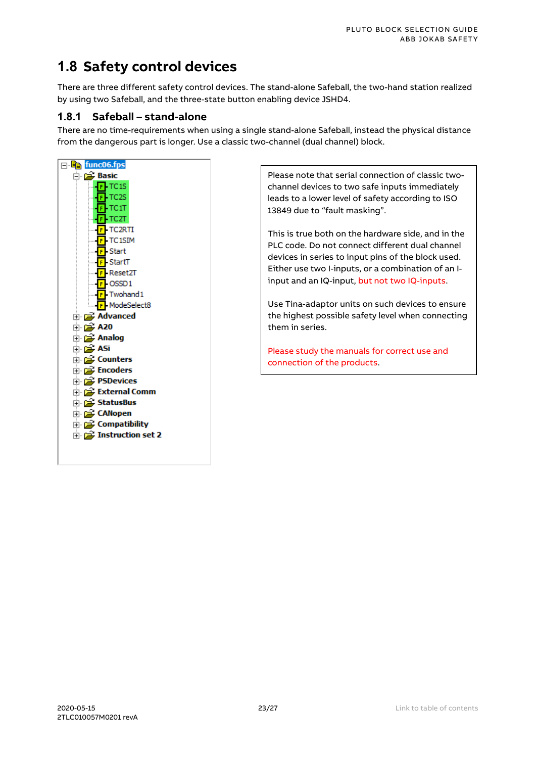## 1.8 Safety control devices

There are three different safety control devices. The stand-alone Safeball, the two-hand station realized by using two Safeball, and the three-state button enabling device JSHD4.

### 1.8.1 Safeball – stand-alone

There are no time-requirements when using a single stand-alone Safeball, instead the physical distance from the dangerous part is longer. Use a classic two-channel (dual channel) block.

- func06.fps
  - Basic
    - TC1S
    - TC2S
    - TC1T
    - TC2T
    - TC2RTI
    - TC1SIM
    - Start
    - StartT
    - Reset2T
    - OSSD1
    - Twohand1
    - ModeSelect8
  - Advanced
  - A20
  - Analog
  - ASi
  - Counters
  - Encoders
  - PSDevices
  - External Comm
  - StatusBus
  - CANopen
  - Compatibility
  - Instruction set 2

Please note that serial connection of classic two-channel devices to two safe inputs immediately leads to a lower level of safety according to ISO 13849 due to "fault masking".

This is true both on the hardware side, and in the PLC code. Do not connect different dual channel devices in series to input pins of the block used. Either use two I-inputs, or a combination of an I-input and an IQ-input, but not two IQ-inputs.

Use Tina-adaptor units on such devices to ensure the highest possible safety level when connecting them in series.

Please study the manuals for correct use and connection of the products.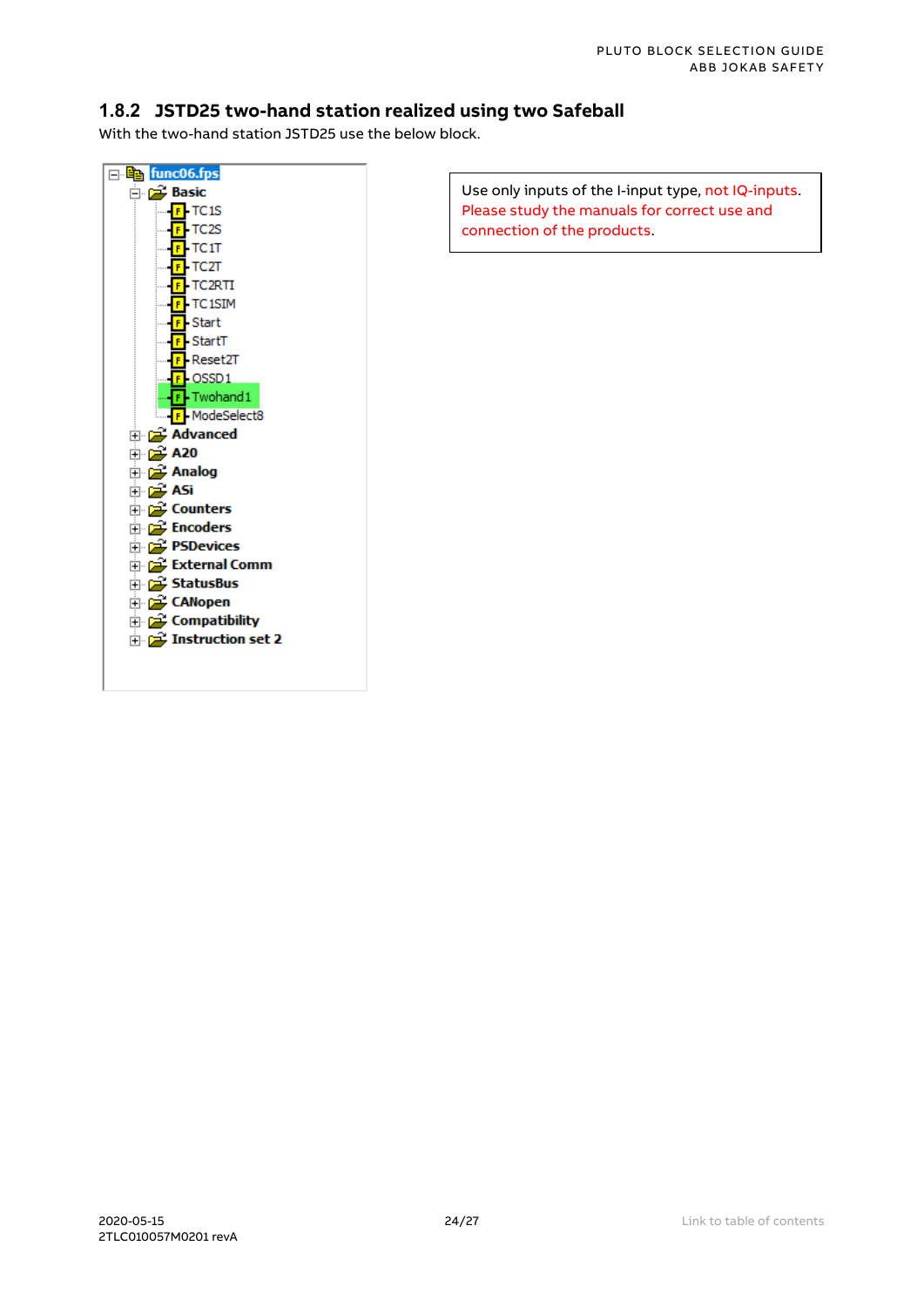### 1.8.2 JSTD25 two-hand station realized using two Safeball

With the two-hand station JSTD25 use the below block.

- func06.fps
  - Basic
    - TC1S
    - TC2S
    - TC1T
    - TC2T
    - TC2RTI
    - TC1SIM
    - Start
    - StartT
    - Reset2T
    - OSSD1
    - Twohand1
    - ModeSelect8
  - Advanced
  - A20
  - Analog
  - ASi
  - Counters
  - Encoders
  - PSDevices
  - External Comm
  - StatusBus
  - CANopen
  - Compatibility
  - Instruction set 2

Use only inputs of the I-input type, not IQ-inputs. Please study the manuals for correct use and connection of the products.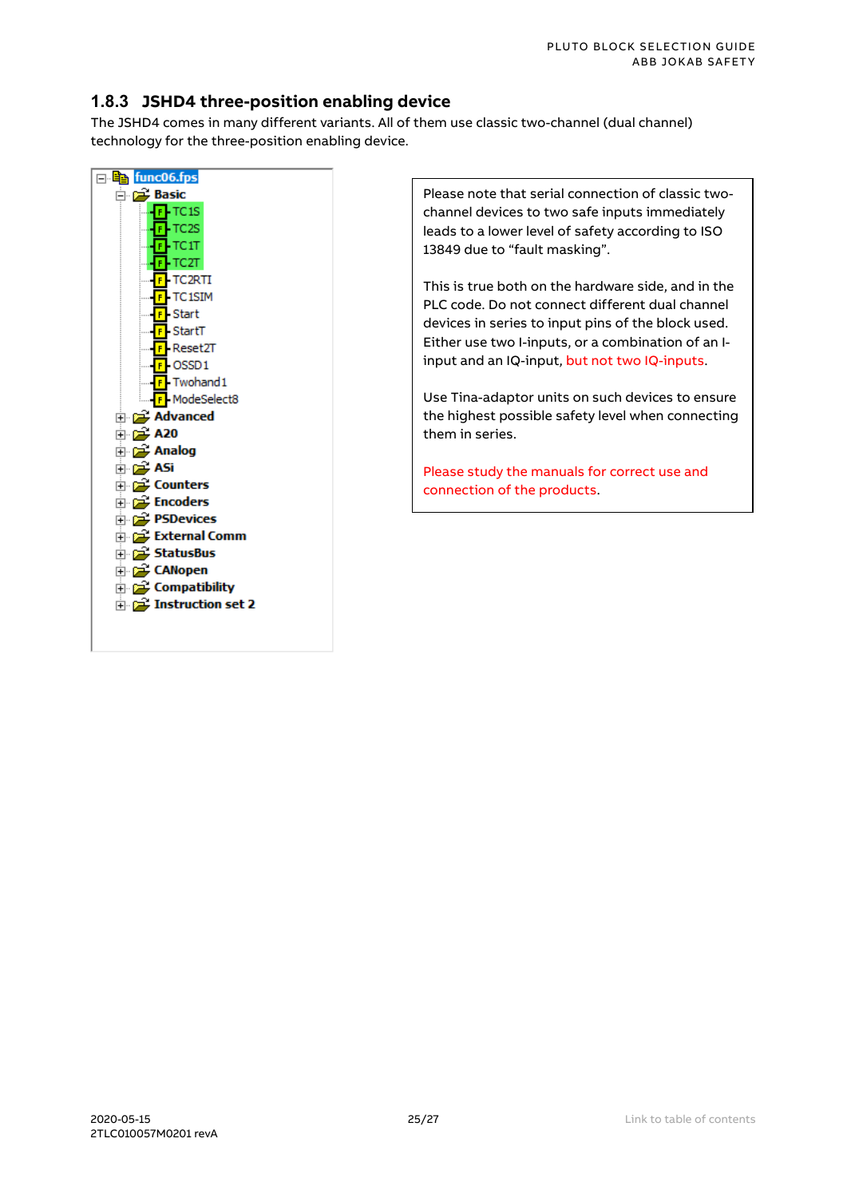## 1.8.3 JSHD4 three-position enabling device

The JSHD4 comes in many different variants. All of them use classic two-channel (dual channel) technology for the three-position enabling device.

- func06.fps
  - Basic
    - TC1S
    - TC2S
    - TC1T
    - TC2T
    - TC2RTI
    - TC1SIM
    - Start
    - StartT
    - Reset2T
    - OSSD1
    - Twohand1
    - ModeSelect8
  - Advanced
  - A20
  - Analog
  - ASi
  - Counters
  - Encoders
  - PSDevices
  - External Comm
  - StatusBus
  - CANopen
  - Compatibility
  - Instruction set 2

Please note that serial connection of classic two-channel devices to two safe inputs immediately leads to a lower level of safety according to ISO 13849 due to "fault masking".

This is true both on the hardware side, and in the PLC code. Do not connect different dual channel devices in series to input pins of the block used. Either use two I-inputs, or a combination of an I-input and an IQ-input, but not two IQ-inputs.

Use Tina-adaptor units on such devices to ensure the highest possible safety level when connecting them in series.

Please study the manuals for correct use and connection of the products.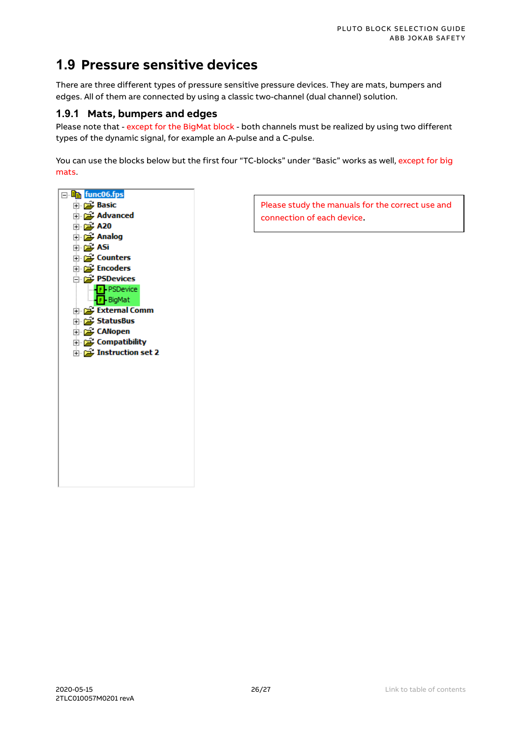# 1.9 Pressure sensitive devices

There are three different types of pressure sensitive pressure devices. They are mats, bumpers and edges. All of them are connected by using a classic two-channel (dual channel) solution.

## 1.9.1 Mats, bumpers and edges

Please note that - except for the BigMat block - both channels must be realized by using two different types of the dynamic signal, for example an A-pulse and a C-pulse.

You can use the blocks below but the first four "TC-blocks" under "Basic" works as well, except for big mats.

- func06.fps
  - Basic
  - Advanced
  - A20
  - Analog
  - ASi
  - Counters
  - Encoders
  - PSDevices
    - PSDevice
    - BigMat
  - External Comm
  - StatusBus
  - CANopen
  - Compatibility
  - Instruction set 2

Please study the manuals for the correct use and connection of each device.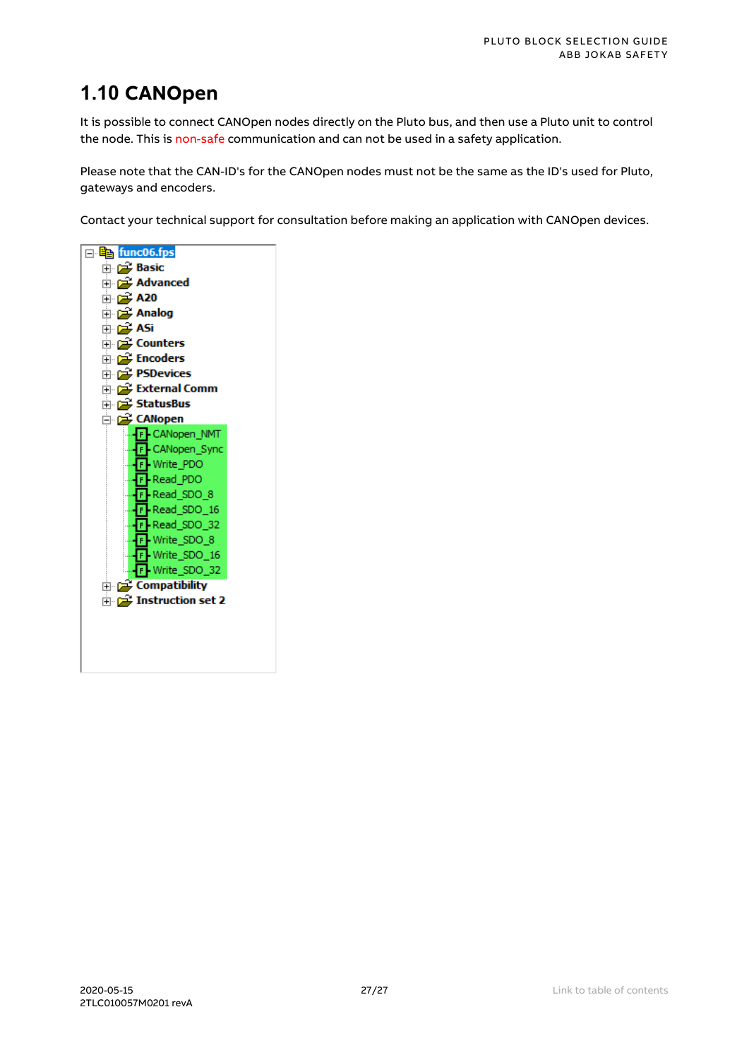# 1.10 CANOpen

It is possible to connect CANOpen nodes directly on the Pluto bus, and then use a Pluto unit to control the node. This is non-safe communication and can not be used in a safety application.

Please note that the CAN-ID's for the CANOpen nodes must not be the same as the ID's used for Pluto, gateways and encoders.

Contact your technical support for consultation before making an application with CANOpen devices.

func06.fps
Basic
Advanced
A20
Analog
ASi
Counters
Encoders
PSDevices
External Comm
StatusBus
CANopen
CANopen_NMT
CANopen_Sync
Write_PDO
Read_PDO
Read_SDO_8
Read_SDO_16
Read_SDO_32
Write_SDO_8
Write_SDO_16
Write_SDO_32
Compatibility
Instruction set 2